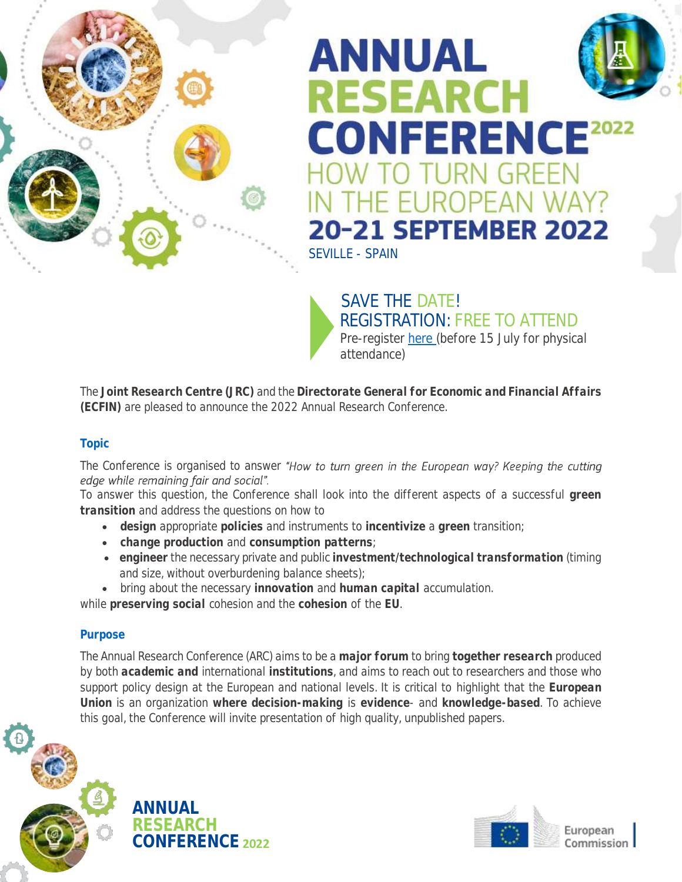# ANNUAL RESEARCH CONFERENCE 2022

## HOW TO TURN GREEN IN THE EUROPEAN WAY?

### 20–21 SEPTEMBER 2022

SEVILLE - SPAIN

**SAVE THE DATE!**

**REGISTRATION: FREE TO ATTEND**

Pre-register here (before 15 July for physical attendance)

The **Joint Research Centre (JRC)** and the **Directorate General for Economic and Financial Affairs (ECFIN)** are pleased to announce the 2022 Annual Research Conference.

### Topic

The Conference is organised to answer *"How to turn green in the European way? Keeping the cutting edge while remaining fair and social"*.

To answer this question, the Conference shall look into the different aspects of a successful **green transition** and address the questions on how to

- **design** appropriate **policies** and instruments to **incentivize** a **green** transition;
- **change production** and **consumption patterns**;
- **engineer** the necessary private and public **investment/technological transformation** (timing and size, without overburdening balance sheets);
- bring about the necessary **innovation** and **human capital** accumulation.

while **preserving social** cohesion and the **cohesion** of the **EU**.

### Purpose

The Annual Research Conference (ARC) aims to be a **major forum** to bring **together research** produced by both **academic and** international **institutions**, and aims to reach out to researchers and those who support policy design at the European and national levels. It is critical to highlight that the **European Union** is an organization **where decision-making** is **evidence**- and **knowledge-based**. To achieve this goal, the Conference will invite presentation of high quality, unpublished papers.

ANNUAL RESEARCH CONFERENCE 2022

European Commission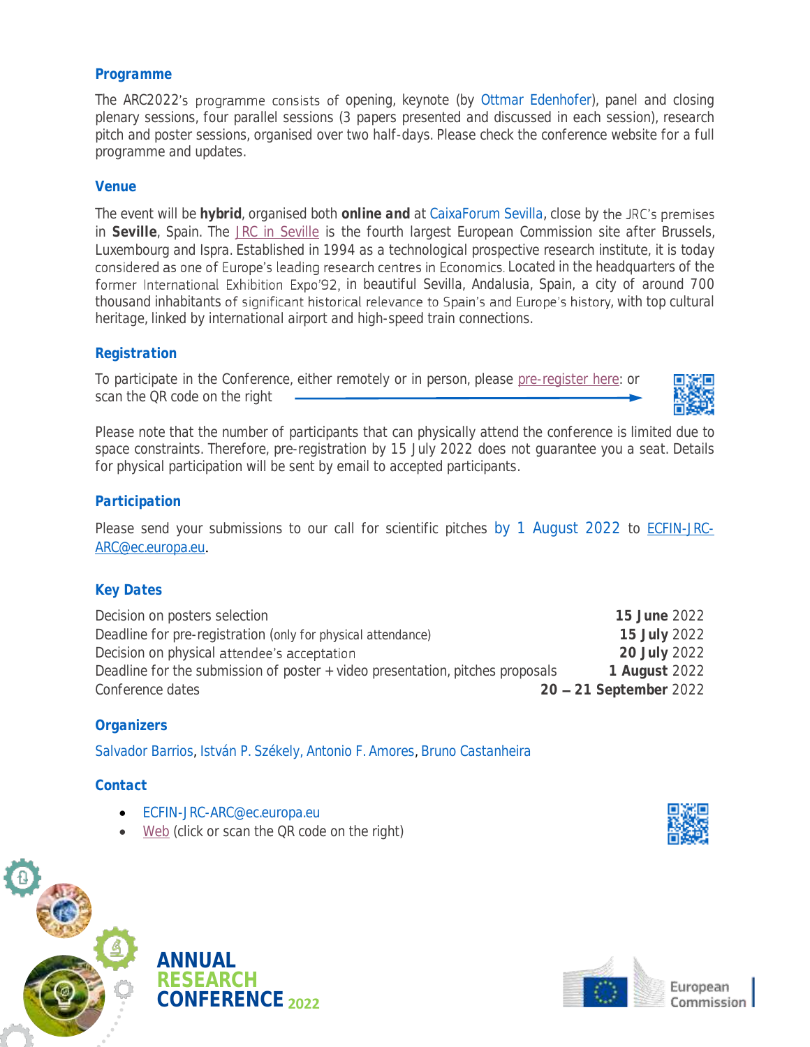## Programme

The ARC2022's programme consists of opening, keynote (by Ottmar Edenhofer), panel and closing plenary sessions, four parallel sessions (3 papers presented and discussed in each session), research pitch and poster sessions, organised over two half-days. Please check the conference website for a full programme and updates.

## Venue

The event will be **hybrid**, organised both **online and** at CaixaForum Sevilla, close by the JRC's premises in **Seville**, Spain. The JRC in Seville is the fourth largest European Commission site after Brussels, Luxembourg and Ispra. Established in 1994 as a technological prospective research institute, it is today considered as one of Europe's leading research centres in Economics. Located in the headquarters of the former International Exhibition Expo'92, in beautiful Sevilla, Andalusia, Spain, a city of around 700 thousand inhabitants of significant historical relevance to Spain's and Europe's history, with top cultural heritage, linked by international airport and high-speed train connections.

## Registration

To participate in the Conference, either remotely or in person, please pre-register here: or scan the QR code on the right

Please note that the number of participants that can physically attend the conference is limited due to space constraints. Therefore, pre-registration by 15 July 2022 does not guarantee you a seat. Details for physical participation will be sent by email to accepted participants.

## Participation

Please send your submissions to our call for scientific pitches by 1 August 2022 to ECFIN-JRC-ARC@ec.europa.eu.

## Key Dates

| | |
|---|---|
| Decision on posters selection | **15 June** 2022 |
| Deadline for pre-registration (only for physical attendance) | **15 July** 2022 |
| Decision on physical attendee's acceptation | **20 July** 2022 |
| Deadline for the submission of poster + video presentation, pitches proposals | **1 August** 2022 |
| Conference dates | **20 – 21 September** 2022 |

## Organizers

Salvador Barrios, István P. Székely, Antonio F. Amores, Bruno Castanheira

## Contact

- ECFIN-JRC-ARC@ec.europa.eu
- Web (click or scan the QR code on the right)

ANNUAL RESEARCH CONFERENCE 2022

European Commission